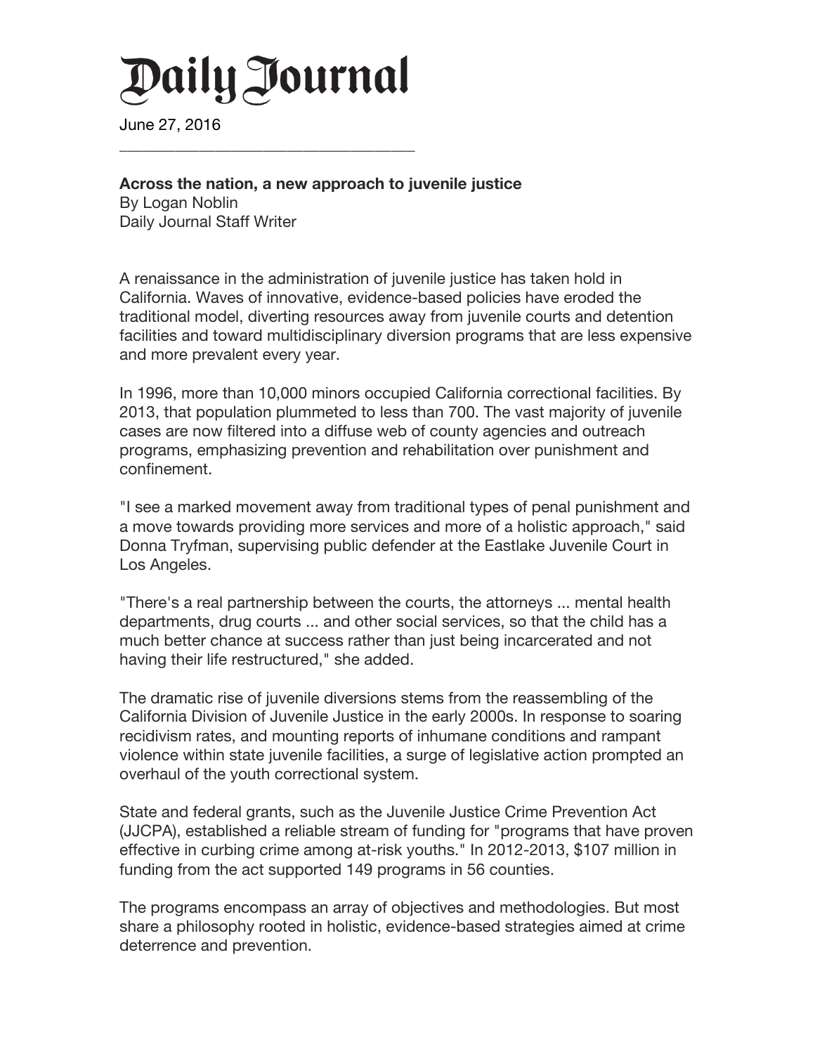# Daily Journal

June 27, 2016

---

**Across the nation, a new approach to juvenile justice**
By Logan Noblin
Daily Journal Staff Writer

A renaissance in the administration of juvenile justice has taken hold in California. Waves of innovative, evidence-based policies have eroded the traditional model, diverting resources away from juvenile courts and detention facilities and toward multidisciplinary diversion programs that are less expensive and more prevalent every year.

In 1996, more than 10,000 minors occupied California correctional facilities. By 2013, that population plummeted to less than 700. The vast majority of juvenile cases are now filtered into a diffuse web of county agencies and outreach programs, emphasizing prevention and rehabilitation over punishment and confinement.

"I see a marked movement away from traditional types of penal punishment and a move towards providing more services and more of a holistic approach," said Donna Tryfman, supervising public defender at the Eastlake Juvenile Court in Los Angeles.

"There's a real partnership between the courts, the attorneys ... mental health departments, drug courts ... and other social services, so that the child has a much better chance at success rather than just being incarcerated and not having their life restructured," she added.

The dramatic rise of juvenile diversions stems from the reassembling of the California Division of Juvenile Justice in the early 2000s. In response to soaring recidivism rates, and mounting reports of inhumane conditions and rampant violence within state juvenile facilities, a surge of legislative action prompted an overhaul of the youth correctional system.

State and federal grants, such as the Juvenile Justice Crime Prevention Act (JJCPA), established a reliable stream of funding for "programs that have proven effective in curbing crime among at-risk youths." In 2012-2013, $107 million in funding from the act supported 149 programs in 56 counties.

The programs encompass an array of objectives and methodologies. But most share a philosophy rooted in holistic, evidence-based strategies aimed at crime deterrence and prevention.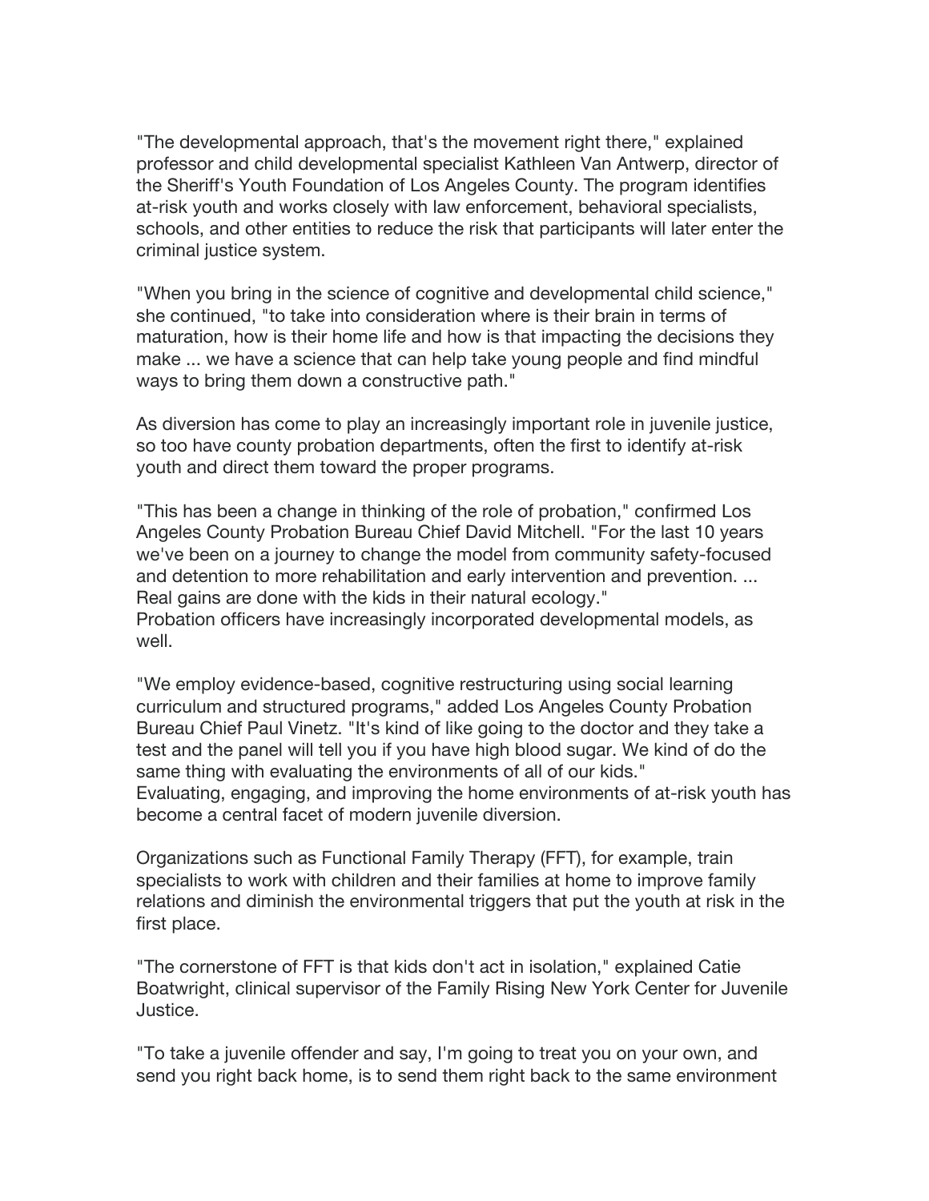"The developmental approach, that's the movement right there," explained professor and child developmental specialist Kathleen Van Antwerp, director of the Sheriff's Youth Foundation of Los Angeles County. The program identifies at-risk youth and works closely with law enforcement, behavioral specialists, schools, and other entities to reduce the risk that participants will later enter the criminal justice system.

"When you bring in the science of cognitive and developmental child science," she continued, "to take into consideration where is their brain in terms of maturation, how is their home life and how is that impacting the decisions they make ... we have a science that can help take young people and find mindful ways to bring them down a constructive path."

As diversion has come to play an increasingly important role in juvenile justice, so too have county probation departments, often the first to identify at-risk youth and direct them toward the proper programs.

"This has been a change in thinking of the role of probation," confirmed Los Angeles County Probation Bureau Chief David Mitchell. "For the last 10 years we've been on a journey to change the model from community safety-focused and detention to more rehabilitation and early intervention and prevention. ... Real gains are done with the kids in their natural ecology."
Probation officers have increasingly incorporated developmental models, as well.

"We employ evidence-based, cognitive restructuring using social learning curriculum and structured programs," added Los Angeles County Probation Bureau Chief Paul Vinetz. "It's kind of like going to the doctor and they take a test and the panel will tell you if you have high blood sugar. We kind of do the same thing with evaluating the environments of all of our kids."
Evaluating, engaging, and improving the home environments of at-risk youth has become a central facet of modern juvenile diversion.

Organizations such as Functional Family Therapy (FFT), for example, train specialists to work with children and their families at home to improve family relations and diminish the environmental triggers that put the youth at risk in the first place.

"The cornerstone of FFT is that kids don't act in isolation," explained Catie Boatwright, clinical supervisor of the Family Rising New York Center for Juvenile Justice.

"To take a juvenile offender and say, I'm going to treat you on your own, and send you right back home, is to send them right back to the same environment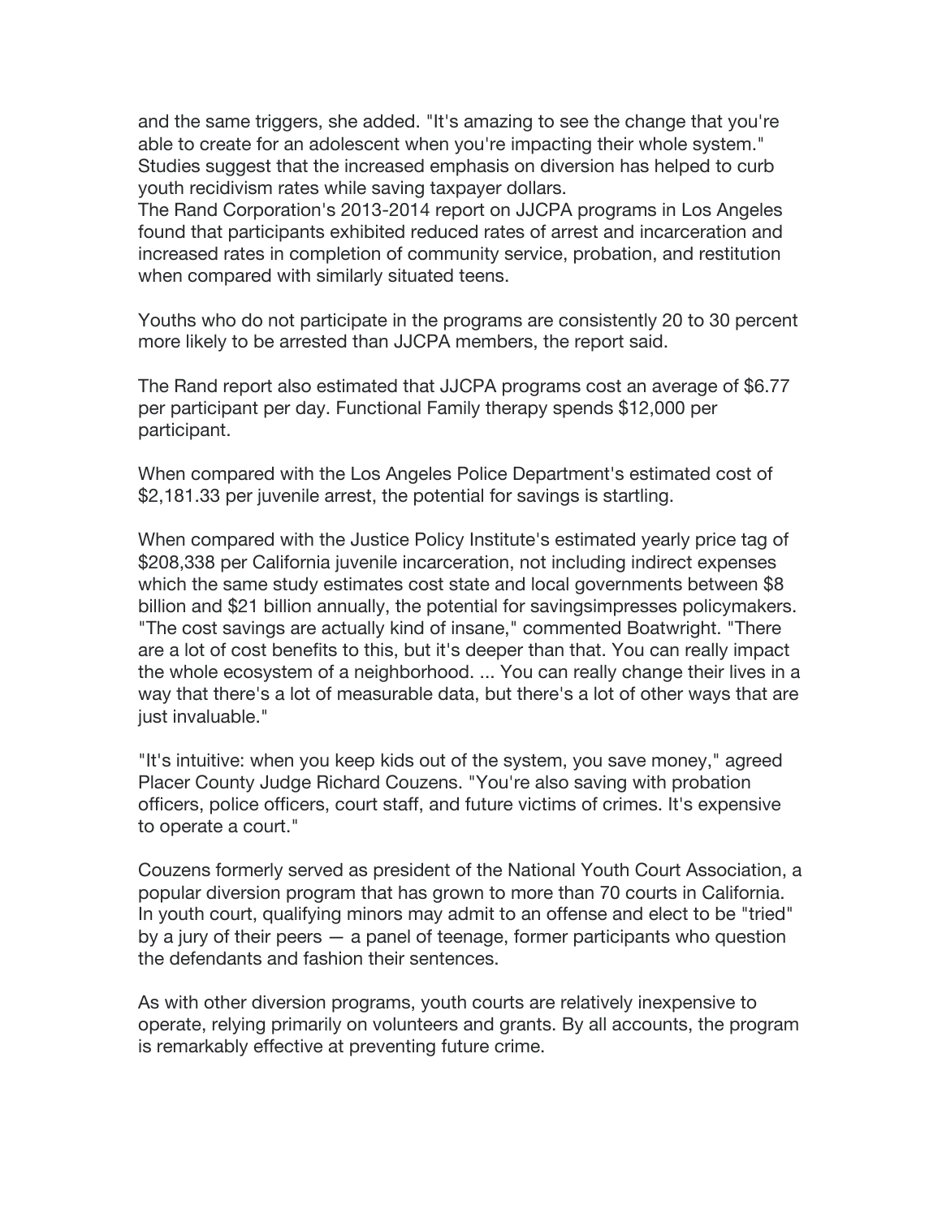and the same triggers, she added. "It's amazing to see the change that you're able to create for an adolescent when you're impacting their whole system."
Studies suggest that the increased emphasis on diversion has helped to curb youth recidivism rates while saving taxpayer dollars.
The Rand Corporation's 2013-2014 report on JJCPA programs in Los Angeles found that participants exhibited reduced rates of arrest and incarceration and increased rates in completion of community service, probation, and restitution when compared with similarly situated teens.

Youths who do not participate in the programs are consistently 20 to 30 percent more likely to be arrested than JJCPA members, the report said.

The Rand report also estimated that JJCPA programs cost an average of $6.77 per participant per day. Functional Family therapy spends $12,000 per participant.

When compared with the Los Angeles Police Department's estimated cost of $2,181.33 per juvenile arrest, the potential for savings is startling.

When compared with the Justice Policy Institute's estimated yearly price tag of $208,338 per California juvenile incarceration, not including indirect expenses which the same study estimates cost state and local governments between $8 billion and $21 billion annually, the potential for savingsimpresses policymakers.
"The cost savings are actually kind of insane," commented Boatwright. "There are a lot of cost benefits to this, but it's deeper than that. You can really impact the whole ecosystem of a neighborhood. ... You can really change their lives in a way that there's a lot of measurable data, but there's a lot of other ways that are just invaluable."

"It's intuitive: when you keep kids out of the system, you save money," agreed Placer County Judge Richard Couzens. "You're also saving with probation officers, police officers, court staff, and future victims of crimes. It's expensive to operate a court."

Couzens formerly served as president of the National Youth Court Association, a popular diversion program that has grown to more than 70 courts in California.
In youth court, qualifying minors may admit to an offense and elect to be "tried" by a jury of their peers — a panel of teenage, former participants who question the defendants and fashion their sentences.

As with other diversion programs, youth courts are relatively inexpensive to operate, relying primarily on volunteers and grants. By all accounts, the program is remarkably effective at preventing future crime.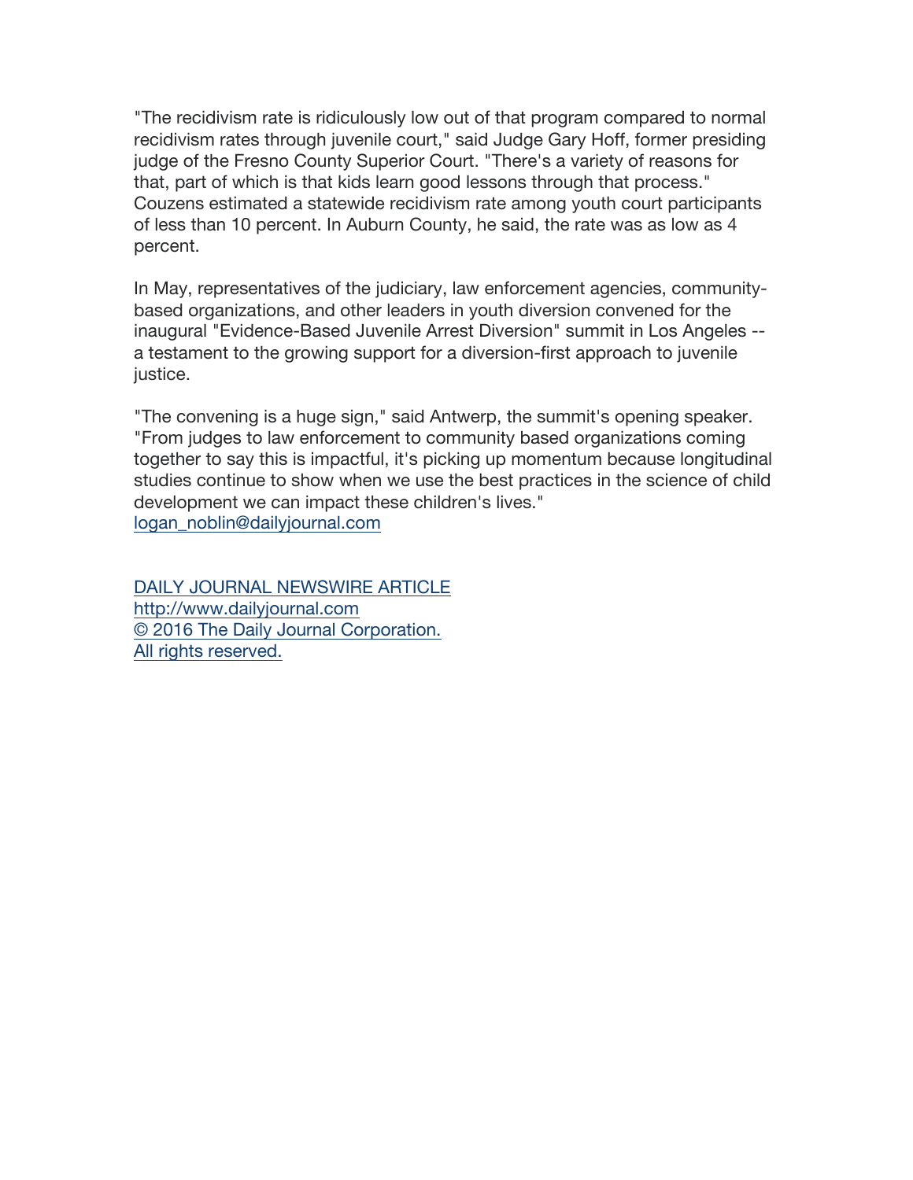"The recidivism rate is ridiculously low out of that program compared to normal recidivism rates through juvenile court," said Judge Gary Hoff, former presiding judge of the Fresno County Superior Court. "There's a variety of reasons for that, part of which is that kids learn good lessons through that process." Couzens estimated a statewide recidivism rate among youth court participants of less than 10 percent. In Auburn County, he said, the rate was as low as 4 percent.

In May, representatives of the judiciary, law enforcement agencies, community-based organizations, and other leaders in youth diversion convened for the inaugural "Evidence-Based Juvenile Arrest Diversion" summit in Los Angeles -- a testament to the growing support for a diversion-first approach to juvenile justice.

"The convening is a huge sign," said Antwerp, the summit's opening speaker. "From judges to law enforcement to community based organizations coming together to say this is impactful, it's picking up momentum because longitudinal studies continue to show when we use the best practices in the science of child development we can impact these children's lives."
logan_noblin@dailyjournal.com

DAILY JOURNAL NEWSWIRE ARTICLE
http://www.dailyjournal.com
© 2016 The Daily Journal Corporation.
All rights reserved.